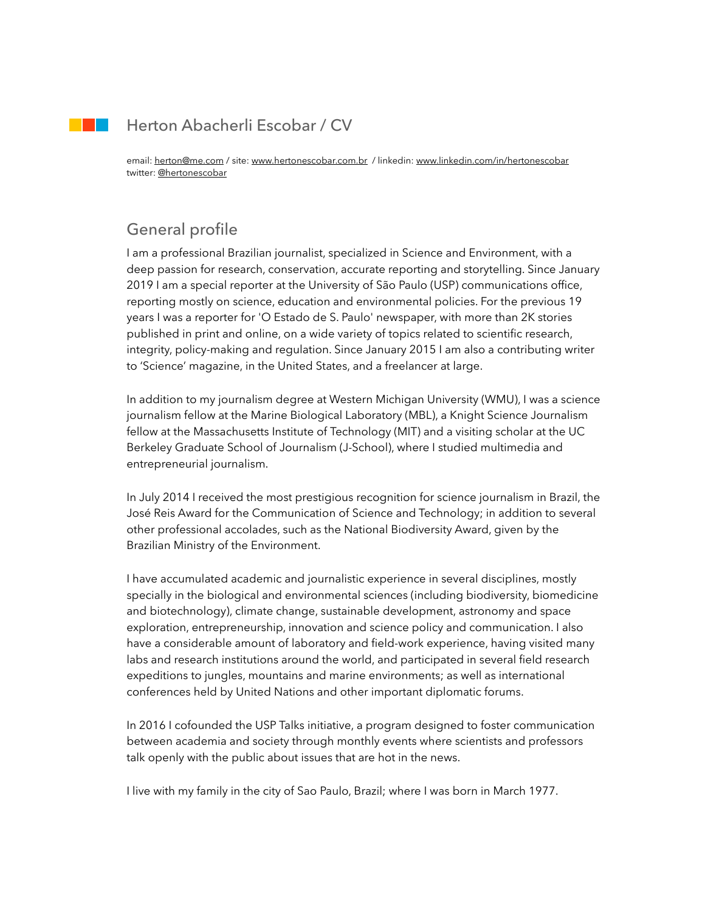# Herton Abacherli Escobar / CV

email: herton@me.com / site: www.hertonescobar.com.br / linkedin: www.linkedin.com/in/hertonescobar
twitter: @hertonescobar

## General profile

I am a professional Brazilian journalist, specialized in Science and Environment, with a deep passion for research, conservation, accurate reporting and storytelling. Since January 2019 I am a special reporter at the University of São Paulo (USP) communications office, reporting mostly on science, education and environmental policies. For the previous 19 years I was a reporter for 'O Estado de S. Paulo' newspaper, with more than 2K stories published in print and online, on a wide variety of topics related to scientific research, integrity, policy-making and regulation. Since January 2015 I am also a contributing writer to 'Science' magazine, in the United States, and a freelancer at large.

In addition to my journalism degree at Western Michigan University (WMU), I was a science journalism fellow at the Marine Biological Laboratory (MBL), a Knight Science Journalism fellow at the Massachusetts Institute of Technology (MIT) and a visiting scholar at the UC Berkeley Graduate School of Journalism (J-School), where I studied multimedia and entrepreneurial journalism.

In July 2014 I received the most prestigious recognition for science journalism in Brazil, the José Reis Award for the Communication of Science and Technology; in addition to several other professional accolades, such as the National Biodiversity Award, given by the Brazilian Ministry of the Environment.

I have accumulated academic and journalistic experience in several disciplines, mostly specially in the biological and environmental sciences (including biodiversity, biomedicine and biotechnology), climate change, sustainable development, astronomy and space exploration, entrepreneurship, innovation and science policy and communication. I also have a considerable amount of laboratory and field-work experience, having visited many labs and research institutions around the world, and participated in several field research expeditions to jungles, mountains and marine environments; as well as international conferences held by United Nations and other important diplomatic forums.

In 2016 I cofounded the USP Talks initiative, a program designed to foster communication between academia and society through monthly events where scientists and professors talk openly with the public about issues that are hot in the news.

I live with my family in the city of Sao Paulo, Brazil; where I was born in March 1977.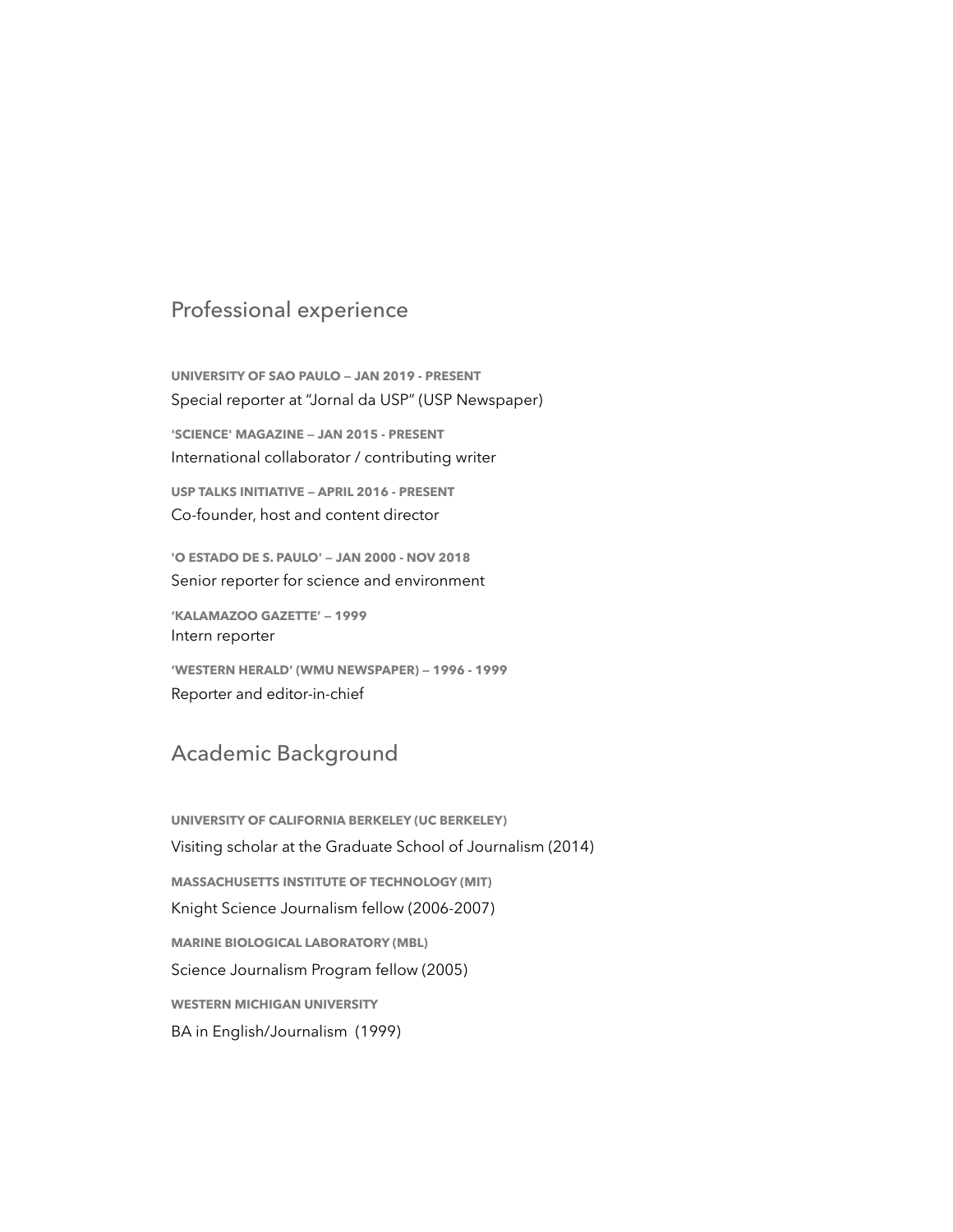## Professional experience

**UNIVERSITY OF SAO PAULO — JAN 2019 - PRESENT**
Special reporter at "Jornal da USP" (USP Newspaper)

**'SCIENCE' MAGAZINE — JAN 2015 - PRESENT**
International collaborator / contributing writer

**USP TALKS INITIATIVE — APRIL 2016 - PRESENT**
Co-founder, host and content director

**'O ESTADO DE S. PAULO' — JAN 2000 - NOV 2018**
Senior reporter for science and environment

**'KALAMAZOO GAZETTE' — 1999**
Intern reporter

**'WESTERN HERALD' (WMU NEWSPAPER) — 1996 - 1999**
Reporter and editor-in-chief

## Academic Background

**UNIVERSITY OF CALIFORNIA BERKELEY (UC BERKELEY)**
Visiting scholar at the Graduate School of Journalism (2014)

**MASSACHUSETTS INSTITUTE OF TECHNOLOGY (MIT)**
Knight Science Journalism fellow (2006-2007)

**MARINE BIOLOGICAL LABORATORY (MBL)**
Science Journalism Program fellow (2005)

**WESTERN MICHIGAN UNIVERSITY**
BA in English/Journalism (1999)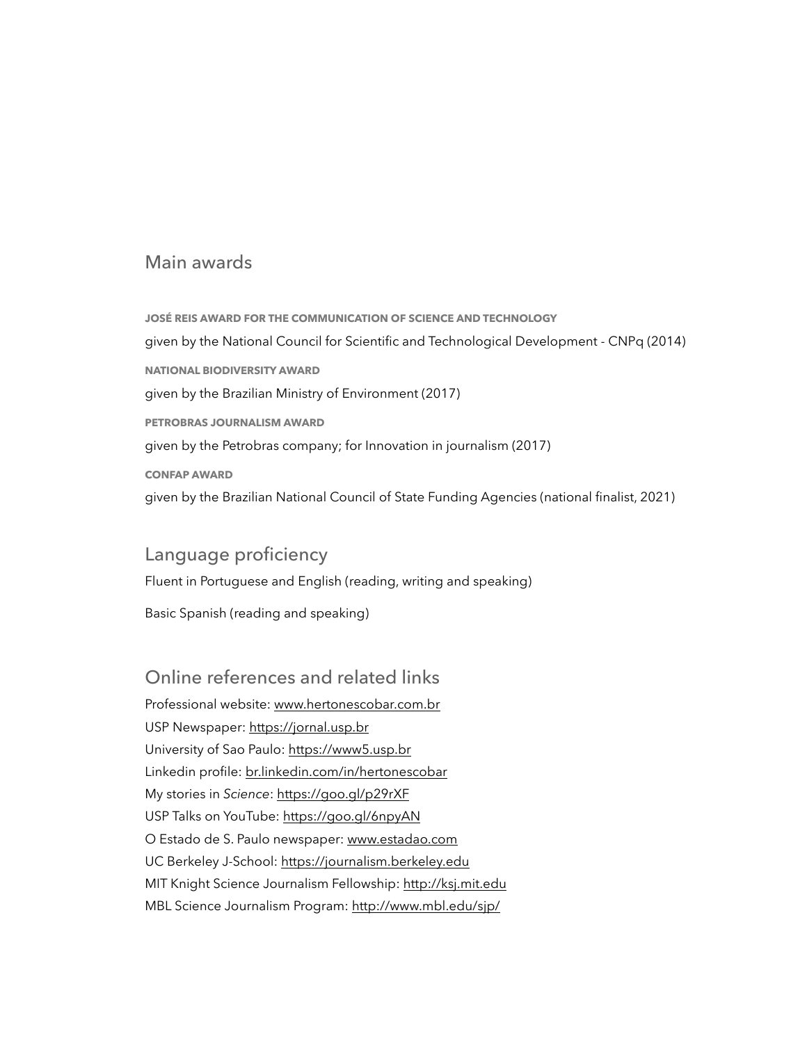## Main awards

**JOSÉ REIS AWARD FOR THE COMMUNICATION OF SCIENCE AND TECHNOLOGY**

given by the National Council for Scientific and Technological Development - CNPq (2014)

**NATIONAL BIODIVERSITY AWARD**

given by the Brazilian Ministry of Environment (2017)

**PETROBRAS JOURNALISM AWARD**

given by the Petrobras company; for Innovation in journalism (2017)

**CONFAP AWARD**

given by the Brazilian National Council of State Funding Agencies (national finalist, 2021)

## Language proficiency

Fluent in Portuguese and English (reading, writing and speaking)

Basic Spanish (reading and speaking)

## Online references and related links

Professional website: www.hertonescobar.com.br
USP Newspaper: https://jornal.usp.br
University of Sao Paulo: https://www5.usp.br
Linkedin profile: br.linkedin.com/in/hertonescobar
My stories in *Science*: https://goo.gl/p29rXF
USP Talks on YouTube: https://goo.gl/6npyAN
O Estado de S. Paulo newspaper: www.estadao.com
UC Berkeley J-School: https://journalism.berkeley.edu
MIT Knight Science Journalism Fellowship: http://ksj.mit.edu
MBL Science Journalism Program: http://www.mbl.edu/sjp/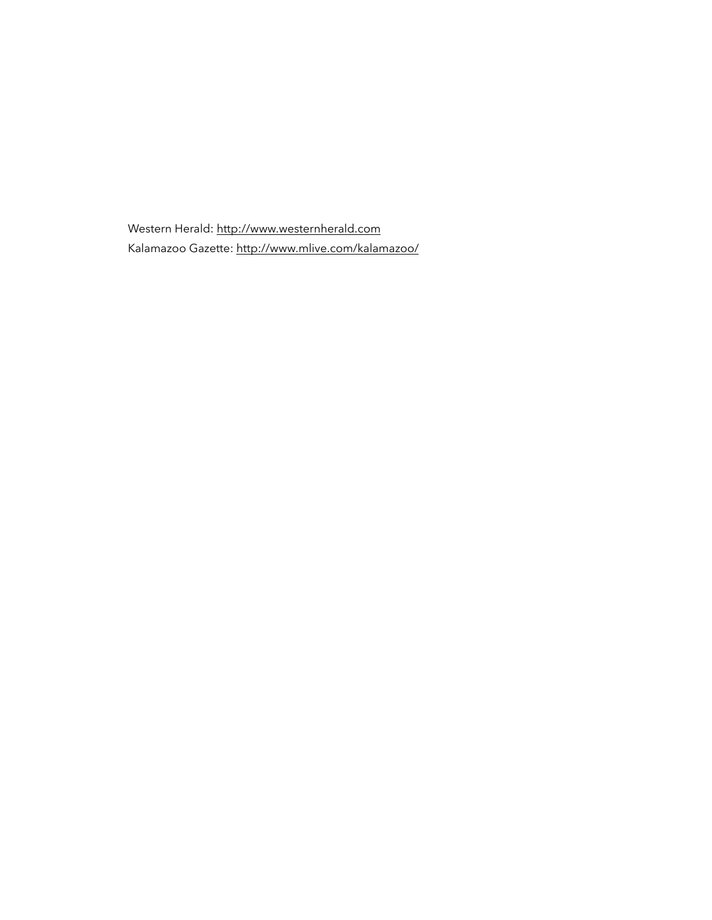Western Herald: http://www.westernherald.com
Kalamazoo Gazette: http://www.mlive.com/kalamazoo/